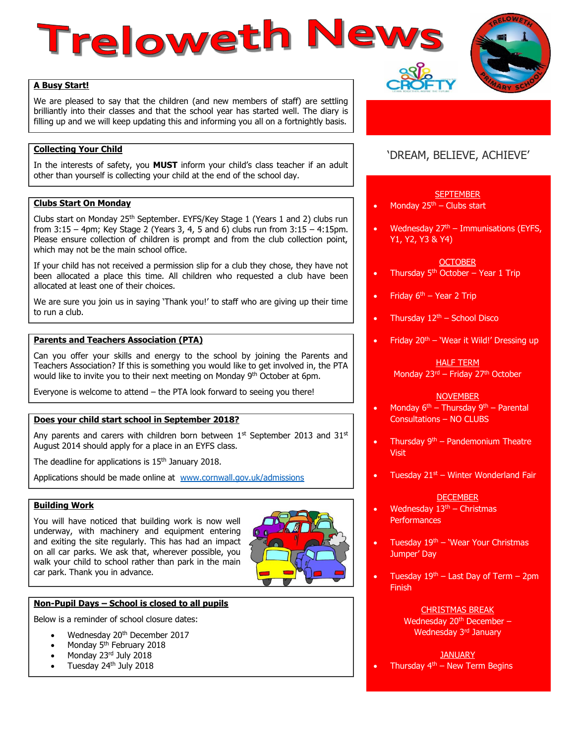# Treloweth News

'DREAM, BELIEVE, ACHIEVE'

## A Busy Start!

We are pleased to say that the children (and new members of staff) are settling brilliantly into their classes and that the school year has started well. The diary is filling up and we will keep updating this and informing you all on a fortnightly basis.

## Collecting Your Child

In the interests of safety, you **MUST** inform your child's class teacher if an adult other than yourself is collecting your child at the end of the school day.

## Clubs Start On Monday

Clubs start on Monday 25th September. EYFS/Key Stage 1 (Years 1 and 2) clubs run from 3:15 – 4pm; Key Stage 2 (Years 3, 4, 5 and 6) clubs run from 3:15 – 4:15pm. Please ensure collection of children is prompt and from the club collection point, which may not be the main school office.

If your child has not received a permission slip for a club they chose, they have not been allocated a place this time. All children who requested a club have been allocated at least one of their choices.

We are sure you join us in saying 'Thank you!' to staff who are giving up their time to run a club.

## Parents and Teachers Association (PTA)

Can you offer your skills and energy to the school by joining the Parents and Teachers Association? If this is something you would like to get involved in, the PTA would like to invite you to their next meeting on Monday 9th October at 6pm.

Everyone is welcome to attend – the PTA look forward to seeing you there!

## Does your child start school in September 2018?

Any parents and carers with children born between 1st September 2013 and 31st August 2014 should apply for a place in an EYFS class.

The deadline for applications is 15th January 2018.

Applications should be made online at www.cornwall.gov.uk/admissions

## Building Work

You will have noticed that building work is now well underway, with machinery and equipment entering and exiting the site regularly. This has had an impact on all car parks. We ask that, wherever possible, you walk your child to school rather than park in the main car park. Thank you in advance.

## Non-Pupil Days – School is closed to all pupils

Below is a reminder of school closure dates:

- Wednesday 20th December 2017
- Monday 5th February 2018
- Monday 23rd July 2018
- Tuesday 24th July 2018

---

**SEPTEMBER**

- Monday 25th – Clubs start
- Wednesday 27th – Immunisations (EYFS, Y1, Y2, Y3 & Y4)

**OCTOBER**

- Thursday 5th October – Year 1 Trip
- Friday 6th – Year 2 Trip
- Thursday 12th – School Disco
- Friday 20th – 'Wear it Wild!' Dressing up

**HALF TERM**

Monday 23rd – Friday 27th October

**NOVEMBER**

- Monday 6th – Thursday 9th – Parental Consultations – NO CLUBS
- Thursday 9th – Pandemonium Theatre Visit
- Tuesday 21st – Winter Wonderland Fair

**DECEMBER**

- Wednesday 13th – Christmas Performances
- Tuesday 19th – 'Wear Your Christmas Jumper' Day
- Tuesday 19th – Last Day of Term – 2pm Finish

**CHRISTMAS BREAK**

Wednesday 20th December – Wednesday 3rd January

**JANUARY**

- Thursday 4th – New Term Begins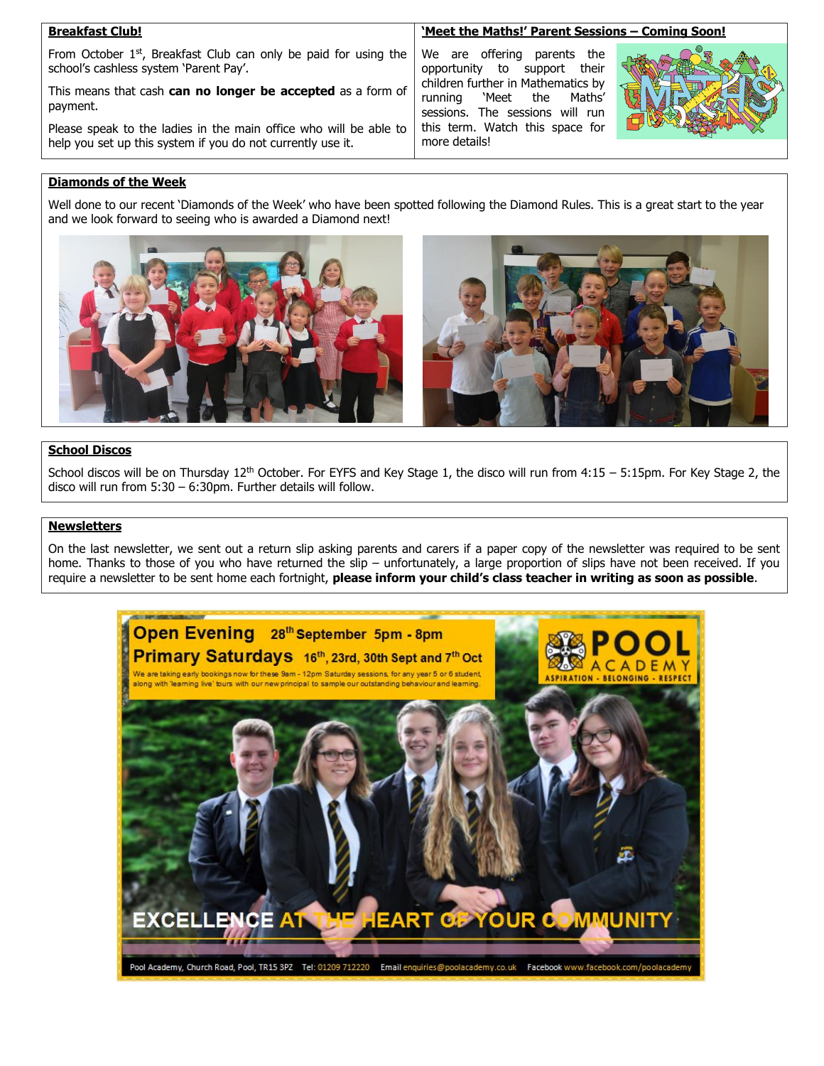## Breakfast Club!

From October 1st, Breakfast Club can only be paid for using the school's cashless system 'Parent Pay'.

This means that cash **can no longer be accepted** as a form of payment.

Please speak to the ladies in the main office who will be able to help you set up this system if you do not currently use it.

## 'Meet the Maths!' Parent Sessions – Coming Soon!

We are offering parents the opportunity to support their children further in Mathematics by running 'Meet the Maths' sessions. The sessions will run this term. Watch this space for more details!

## Diamonds of the Week

Well done to our recent 'Diamonds of the Week' who have been spotted following the Diamond Rules. This is a great start to the year and we look forward to seeing who is awarded a Diamond next!

## School Discos

School discos will be on Thursday 12th October. For EYFS and Key Stage 1, the disco will run from 4:15 – 5:15pm. For Key Stage 2, the disco will run from 5:30 – 6:30pm. Further details will follow.

## Newsletters

On the last newsletter, we sent out a return slip asking parents and carers if a paper copy of the newsletter was required to be sent home. Thanks to those of you who have returned the slip – unfortunately, a large proportion of slips have not been received. If you require a newsletter to be sent home each fortnight, **please inform your child's class teacher in writing as soon as possible**.

**Open Evening** 28th September 5pm - 8pm

**Primary Saturdays** 16th, 23rd, 30th Sept and 7th Oct

We are taking early bookings now for these 9am - 12pm Saturday sessions, for any year 5 or 6 student, along with 'learning live' tours with our new principal to sample our outstanding behaviour and learning.

POOL ACADEMY
ASPIRATION - BELONGING - RESPECT

EXCELLENCE AT THE HEART OF YOUR COMMUNITY

Pool Academy, Church Road, Pool, TR15 3PZ Tel: 01209 712220 Email enquiries@poolacademy.co.uk Facebook www.facebook.com/poolacademy